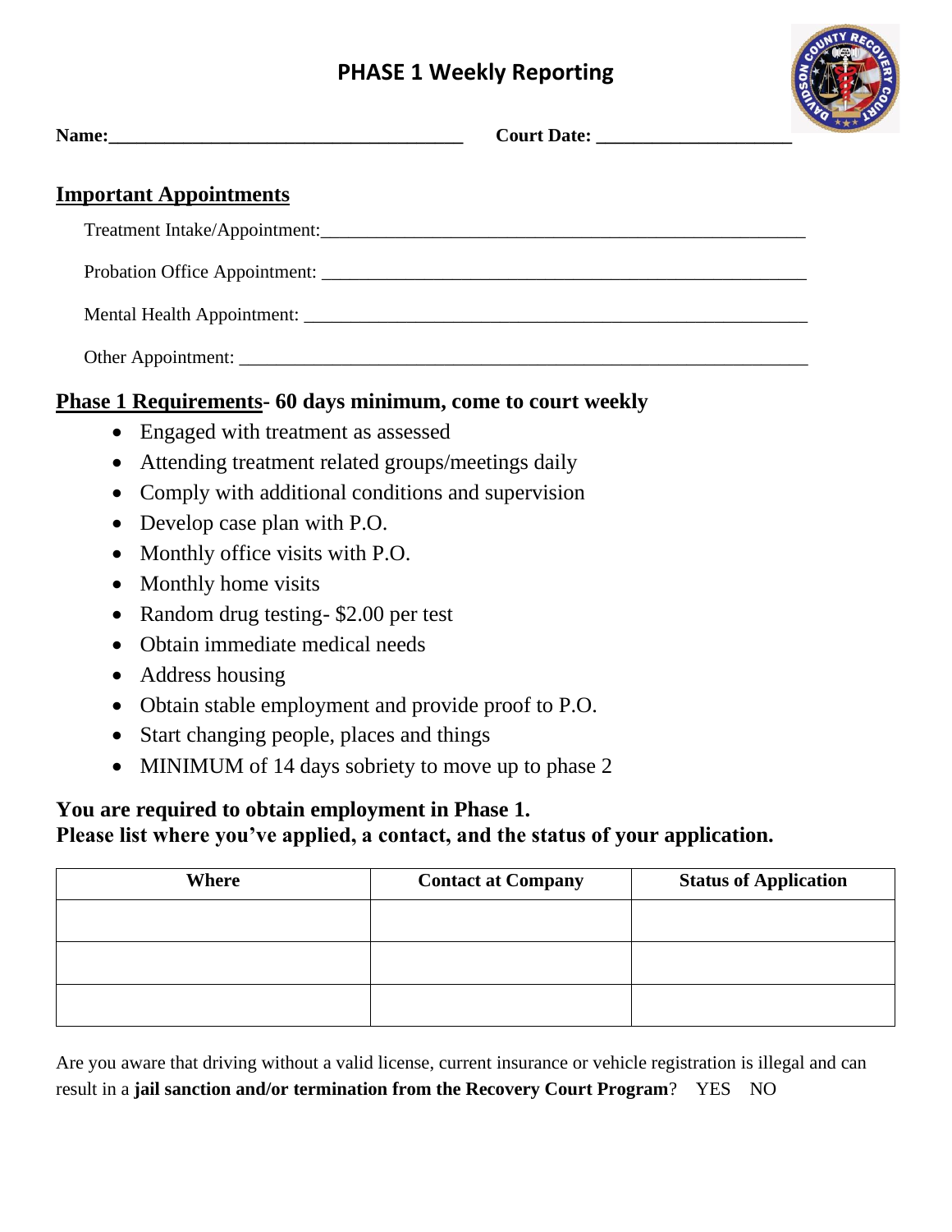# PHASE 1 Weekly Reporting

**Name:**______________________________________ **Court Date:** _____________________

## Important Appointments

Treatment Intake/Appointment:_____________________________________________________

Probation Office Appointment: ____________________________________________________

Mental Health Appointment: ______________________________________________________

Other Appointment: _____________________________________________________________

## Phase 1 Requirements- 60 days minimum, come to court weekly

- Engaged with treatment as assessed
- Attending treatment related groups/meetings daily
- Comply with additional conditions and supervision
- Develop case plan with P.O.
- Monthly office visits with P.O.
- Monthly home visits
- Random drug testing- $2.00 per test
- Obtain immediate medical needs
- Address housing
- Obtain stable employment and provide proof to P.O.
- Start changing people, places and things
- MINIMUM of 14 days sobriety to move up to phase 2

**You are required to obtain employment in Phase 1.**
**Please list where you've applied, a contact, and the status of your application.**

| Where | Contact at Company | Status of Application |
| --- | --- | --- |
| | | |
| | | |
| | | |

Are you aware that driving without a valid license, current insurance or vehicle registration is illegal and can result in a **jail sanction and/or termination from the Recovery Court Program**? YES NO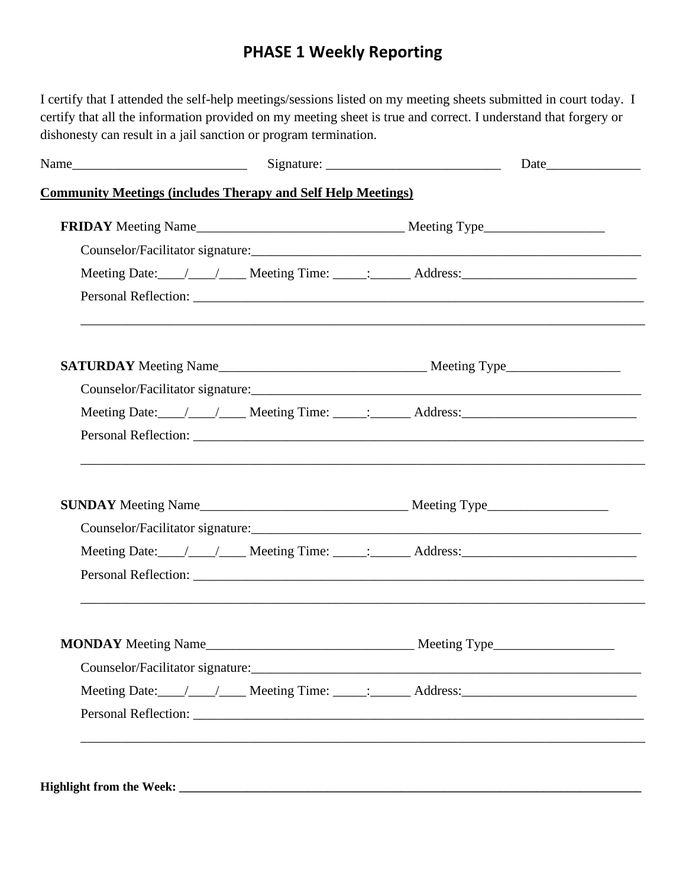# PHASE 1 Weekly Reporting

I certify that I attended the self-help meetings/sessions listed on my meeting sheets submitted in court today. I certify that all the information provided on my meeting sheet is true and correct. I understand that forgery or dishonesty can result in a jail sanction or program termination.

Name__________________________ Signature: __________________________ Date______________

**Community Meetings (includes Therapy and Self Help Meetings)**

**FRIDAY** Meeting Name_______________________________ Meeting Type__________________

Counselor/Facilitator signature:______________________________________________________________

Meeting Date:____/____/____ Meeting Time: _____:______ Address:__________________________

Personal Reflection: _______________________________________________________________________

___________________________________________________________________________________

**SATURDAY** Meeting Name_______________________________ Meeting Type_________________

Counselor/Facilitator signature:______________________________________________________________

Meeting Date:____/____/____ Meeting Time: _____:______ Address:__________________________

Personal Reflection: _______________________________________________________________________

___________________________________________________________________________________

**SUNDAY** Meeting Name_______________________________ Meeting Type__________________

Counselor/Facilitator signature:______________________________________________________________

Meeting Date:____/____/____ Meeting Time: _____:______ Address:__________________________

Personal Reflection: _______________________________________________________________________

___________________________________________________________________________________

**MONDAY** Meeting Name_______________________________ Meeting Type__________________

Counselor/Facilitator signature:______________________________________________________________

Meeting Date:____/____/____ Meeting Time: _____:______ Address:__________________________

Personal Reflection: _______________________________________________________________________

___________________________________________________________________________________

**Highlight from the Week: ___________________________________________________________________________**